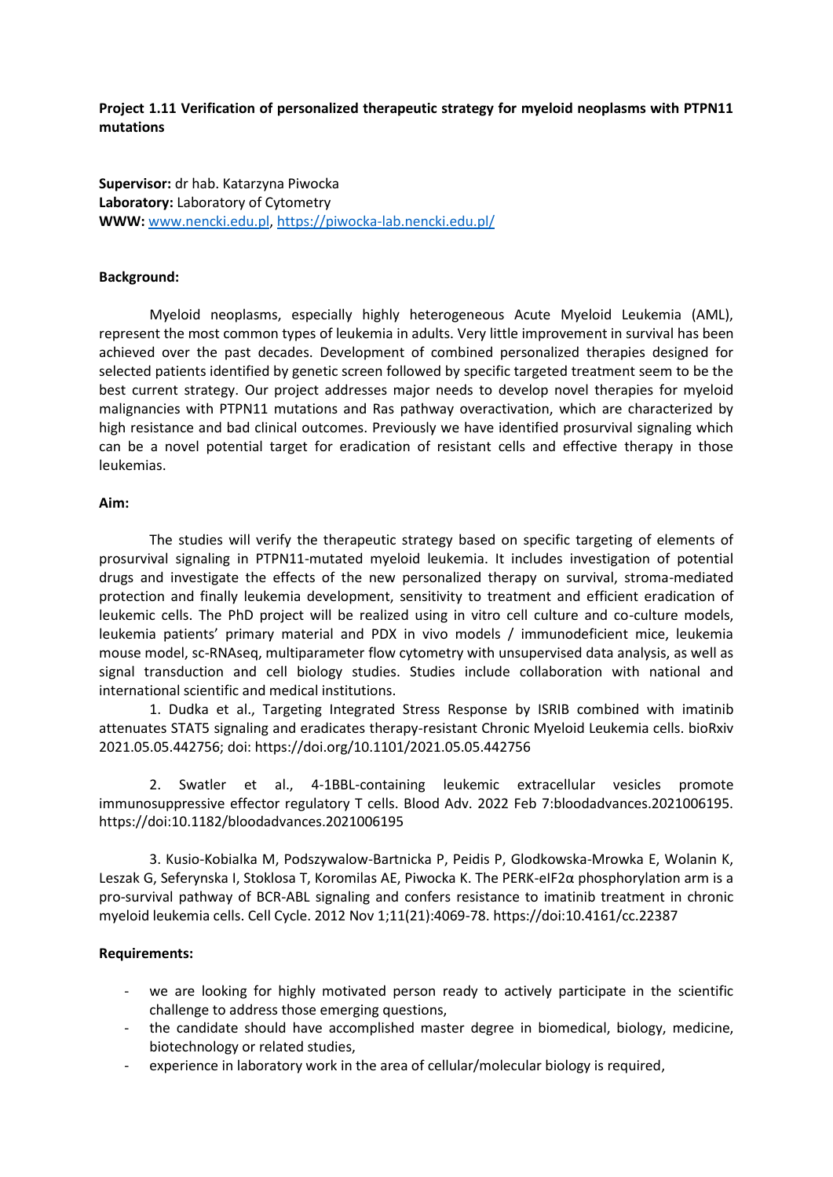**Project 1.11 Verification of personalized therapeutic strategy for myeloid neoplasms with PTPN11 mutations**

**Supervisor:** dr hab. Katarzyna Piwocka
**Laboratory:** Laboratory of Cytometry
**WWW:** www.nencki.edu.pl, https://piwocka-lab.nencki.edu.pl/

**Background:**

Myeloid neoplasms, especially highly heterogeneous Acute Myeloid Leukemia (AML), represent the most common types of leukemia in adults. Very little improvement in survival has been achieved over the past decades. Development of combined personalized therapies designed for selected patients identified by genetic screen followed by specific targeted treatment seem to be the best current strategy. Our project addresses major needs to develop novel therapies for myeloid malignancies with PTPN11 mutations and Ras pathway overactivation, which are characterized by high resistance and bad clinical outcomes. Previously we have identified prosurvival signaling which can be a novel potential target for eradication of resistant cells and effective therapy in those leukemias.

**Aim:**

The studies will verify the therapeutic strategy based on specific targeting of elements of prosurvival signaling in PTPN11-mutated myeloid leukemia. It includes investigation of potential drugs and investigate the effects of the new personalized therapy on survival, stroma-mediated protection and finally leukemia development, sensitivity to treatment and efficient eradication of leukemic cells. The PhD project will be realized using in vitro cell culture and co-culture models, leukemia patients' primary material and PDX in vivo models / immunodeficient mice, leukemia mouse model, sc-RNAseq, multiparameter flow cytometry with unsupervised data analysis, as well as signal transduction and cell biology studies. Studies include collaboration with national and international scientific and medical institutions.

1. Dudka et al., Targeting Integrated Stress Response by ISRIB combined with imatinib attenuates STAT5 signaling and eradicates therapy-resistant Chronic Myeloid Leukemia cells. bioRxiv 2021.05.05.442756; doi: https://doi.org/10.1101/2021.05.05.442756

2. Swatler et al., 4-1BBL-containing leukemic extracellular vesicles promote immunosuppressive effector regulatory T cells. Blood Adv. 2022 Feb 7:bloodadvances.2021006195. https://doi:10.1182/bloodadvances.2021006195

3. Kusio-Kobialka M, Podszywalow-Bartnicka P, Peidis P, Glodkowska-Mrowka E, Wolanin K, Leszak G, Seferynska I, Stoklosa T, Koromilas AE, Piwocka K. The PERK-eIF2α phosphorylation arm is a pro-survival pathway of BCR-ABL signaling and confers resistance to imatinib treatment in chronic myeloid leukemia cells. Cell Cycle. 2012 Nov 1;11(21):4069-78. https://doi:10.4161/cc.22387

**Requirements:**

- we are looking for highly motivated person ready to actively participate in the scientific challenge to address those emerging questions,
- the candidate should have accomplished master degree in biomedical, biology, medicine, biotechnology or related studies,
- experience in laboratory work in the area of cellular/molecular biology is required,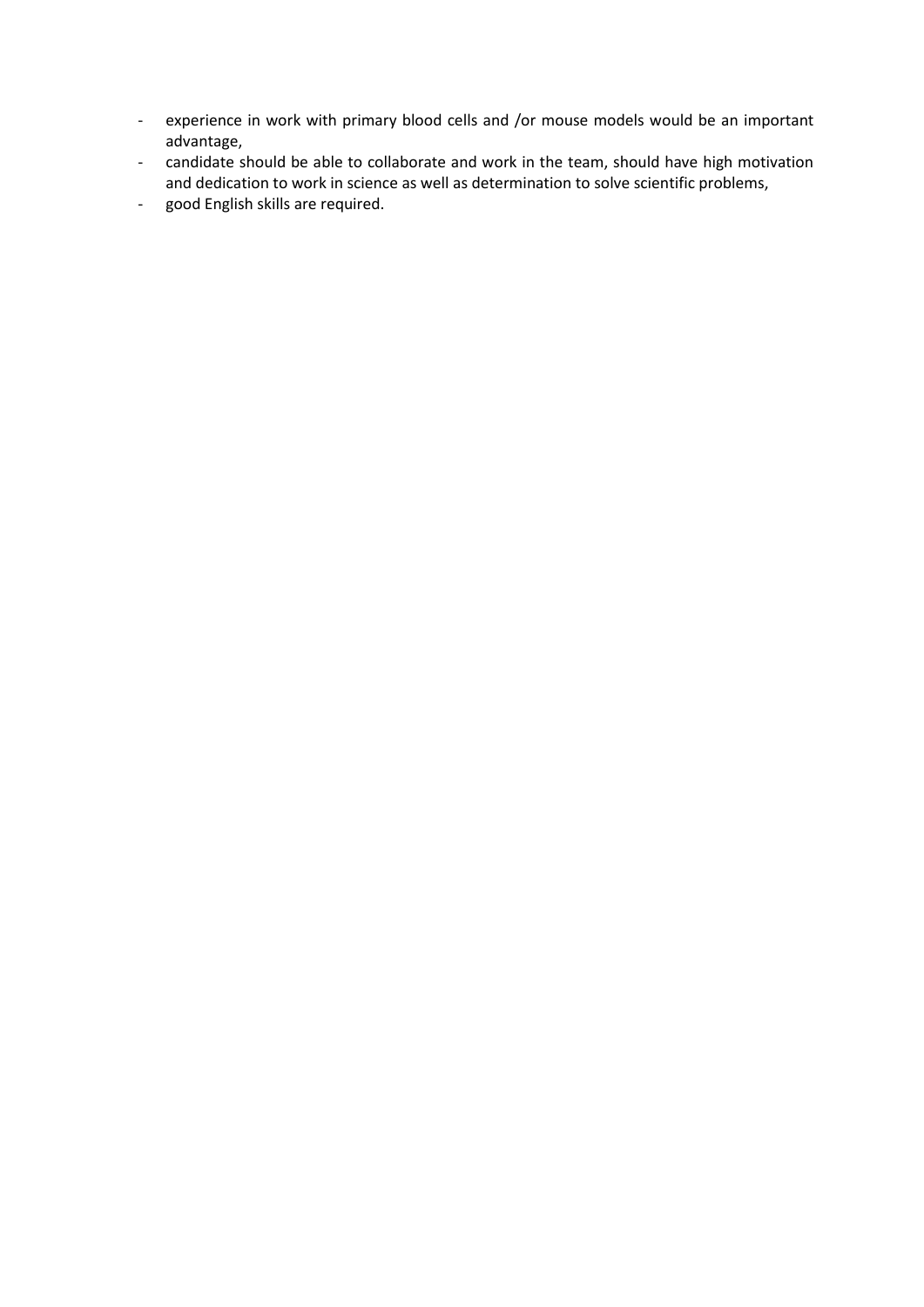- experience in work with primary blood cells and /or mouse models would be an important advantage,
- candidate should be able to collaborate and work in the team, should have high motivation and dedication to work in science as well as determination to solve scientific problems,
- good English skills are required.